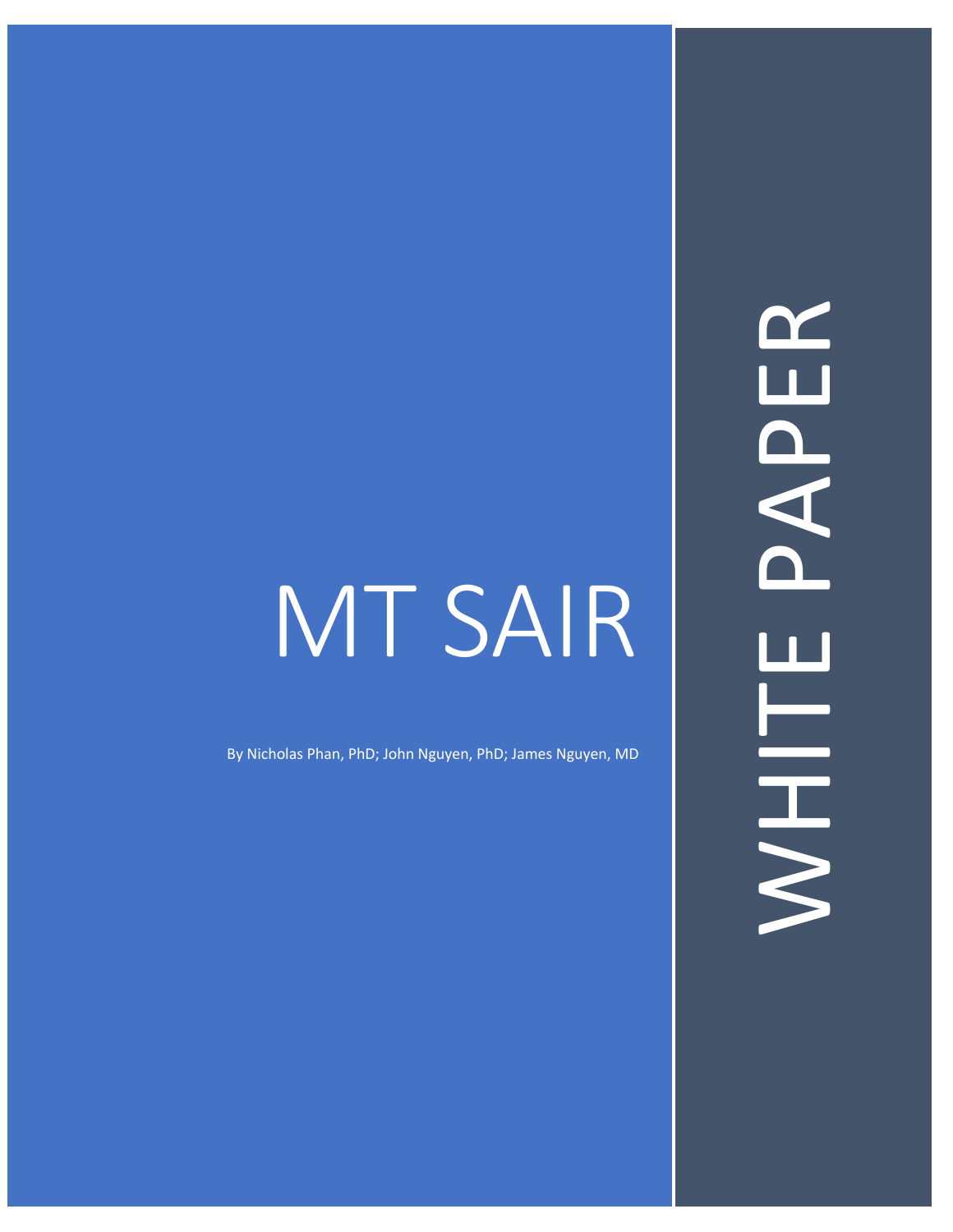# MT SAIR

By Nicholas Phan, PhD; John Nguyen, PhD; James Nguyen, MD

WHITE PAPER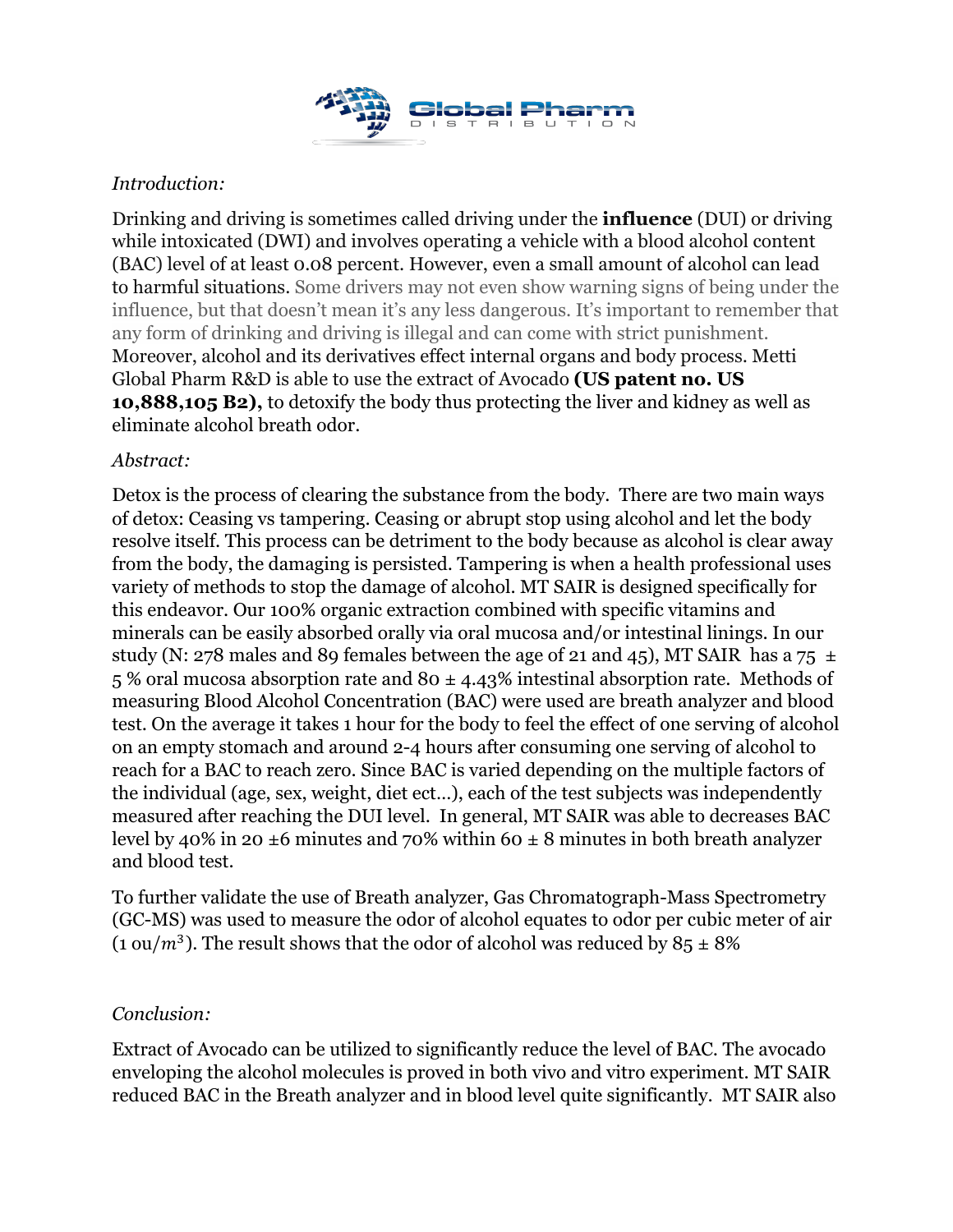*Introduction:*

Drinking and driving is sometimes called driving under the **influence** (DUI) or driving while intoxicated (DWI) and involves operating a vehicle with a blood alcohol content (BAC) level of at least 0.08 percent. However, even a small amount of alcohol can lead to harmful situations. Some drivers may not even show warning signs of being under the influence, but that doesn't mean it's any less dangerous. It's important to remember that any form of drinking and driving is illegal and can come with strict punishment. Moreover, alcohol and its derivatives effect internal organs and body process. Metti Global Pharm R&D is able to use the extract of Avocado **(US patent no. US 10,888,105 B2),** to detoxify the body thus protecting the liver and kidney as well as eliminate alcohol breath odor.

*Abstract:*

Detox is the process of clearing the substance from the body. There are two main ways of detox: Ceasing vs tampering. Ceasing or abrupt stop using alcohol and let the body resolve itself. This process can be detriment to the body because as alcohol is clear away from the body, the damaging is persisted. Tampering is when a health professional uses variety of methods to stop the damage of alcohol. MT SAIR is designed specifically for this endeavor. Our 100% organic extraction combined with specific vitamins and minerals can be easily absorbed orally via oral mucosa and/or intestinal linings. In our study (N: 278 males and 89 females between the age of 21 and 45), MT SAIR has a 75 ± 5 % oral mucosa absorption rate and 80 ± 4.43% intestinal absorption rate. Methods of measuring Blood Alcohol Concentration (BAC) were used are breath analyzer and blood test. On the average it takes 1 hour for the body to feel the effect of one serving of alcohol on an empty stomach and around 2-4 hours after consuming one serving of alcohol to reach for a BAC to reach zero. Since BAC is varied depending on the multiple factors of the individual (age, sex, weight, diet ect…), each of the test subjects was independently measured after reaching the DUI level. In general, MT SAIR was able to decreases BAC level by 40% in 20 ±6 minutes and 70% within 60 ± 8 minutes in both breath analyzer and blood test.

To further validate the use of Breath analyzer, Gas Chromatograph-Mass Spectrometry (GC-MS) was used to measure the odor of alcohol equates to odor per cubic meter of air (1 ou/$m^3$). The result shows that the odor of alcohol was reduced by 85 ± 8%

*Conclusion:*

Extract of Avocado can be utilized to significantly reduce the level of BAC. The avocado enveloping the alcohol molecules is proved in both vivo and vitro experiment. MT SAIR reduced BAC in the Breath analyzer and in blood level quite significantly. MT SAIR also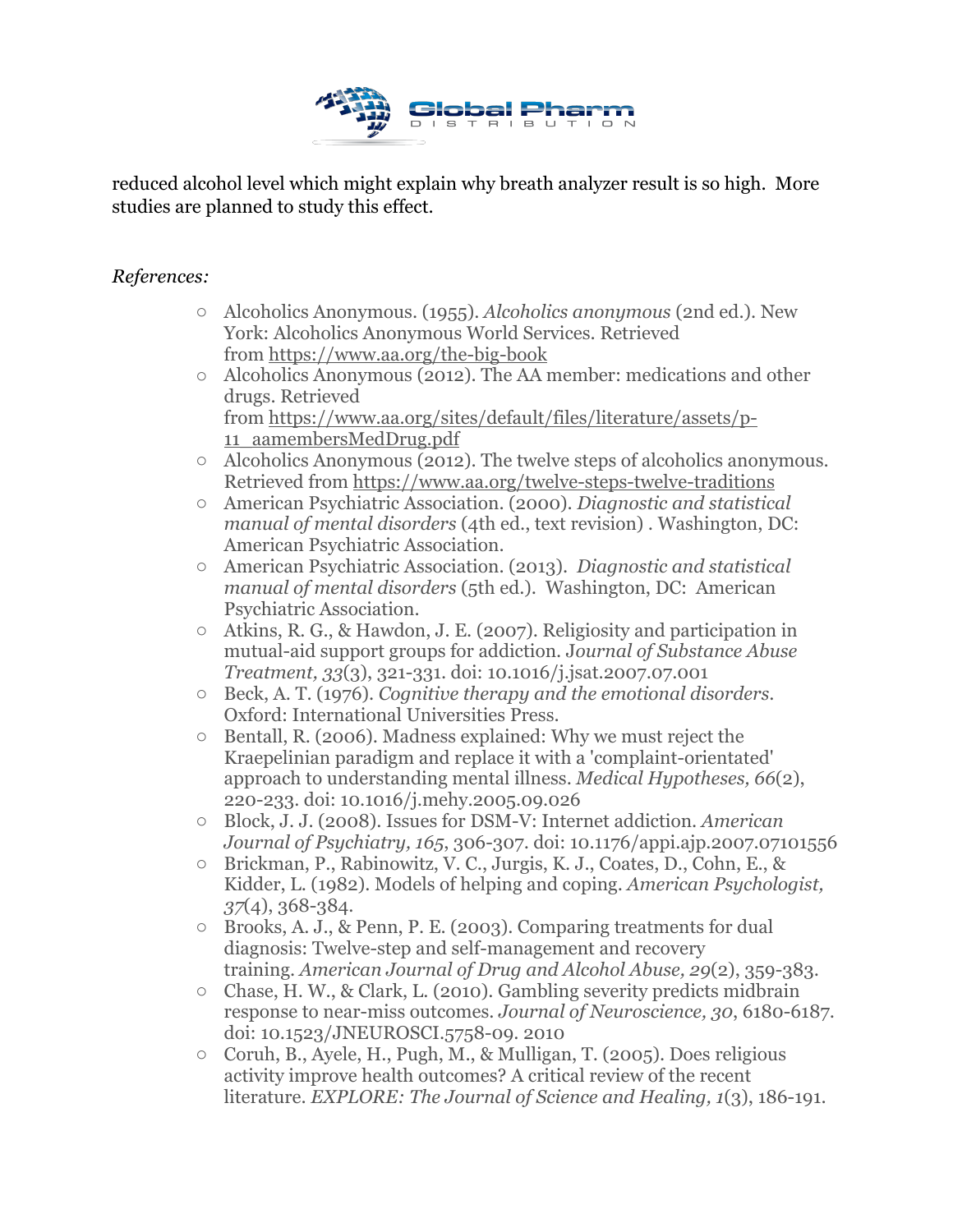reduced alcohol level which might explain why breath analyzer result is so high. More studies are planned to study this effect.

*References:*

- Alcoholics Anonymous. (1955). *Alcoholics anonymous* (2nd ed.). New York: Alcoholics Anonymous World Services. Retrieved from https://www.aa.org/the-big-book
- Alcoholics Anonymous (2012). The AA member: medications and other drugs. Retrieved from https://www.aa.org/sites/default/files/literature/assets/p-11_aamembersMedDrug.pdf
- Alcoholics Anonymous (2012). The twelve steps of alcoholics anonymous. Retrieved from https://www.aa.org/twelve-steps-twelve-traditions
- American Psychiatric Association. (2000). *Diagnostic and statistical manual of mental disorders* (4th ed., text revision) . Washington, DC: American Psychiatric Association.
- American Psychiatric Association. (2013). *Diagnostic and statistical manual of mental disorders* (5th ed.). Washington, DC: American Psychiatric Association.
- Atkins, R. G., & Hawdon, J. E. (2007). Religiosity and participation in mutual-aid support groups for addiction. *Journal of Substance Abuse Treatment, 33*(3), 321-331. doi: 10.1016/j.jsat.2007.07.001
- Beck, A. T. (1976). *Cognitive therapy and the emotional disorders*. Oxford: International Universities Press.
- Bentall, R. (2006). Madness explained: Why we must reject the Kraepelinian paradigm and replace it with a 'complaint-orientated' approach to understanding mental illness. *Medical Hypotheses, 66*(2), 220-233. doi: 10.1016/j.mehy.2005.09.026
- Block, J. J. (2008). Issues for DSM-V: Internet addiction. *American Journal of Psychiatry, 165*, 306-307. doi: 10.1176/appi.ajp.2007.07101556
- Brickman, P., Rabinowitz, V. C., Jurgis, K. J., Coates, D., Cohn, E., & Kidder, L. (1982). Models of helping and coping. *American Psychologist, 37*(4), 368-384.
- Brooks, A. J., & Penn, P. E. (2003). Comparing treatments for dual diagnosis: Twelve-step and self-management and recovery training. *American Journal of Drug and Alcohol Abuse, 29*(2), 359-383.
- Chase, H. W., & Clark, L. (2010). Gambling severity predicts midbrain response to near-miss outcomes. *Journal of Neuroscience, 30*, 6180-6187. doi: 10.1523/JNEUROSCI.5758-09. 2010
- Coruh, B., Ayele, H., Pugh, M., & Mulligan, T. (2005). Does religious activity improve health outcomes? A critical review of the recent literature. *EXPLORE: The Journal of Science and Healing, 1*(3), 186-191.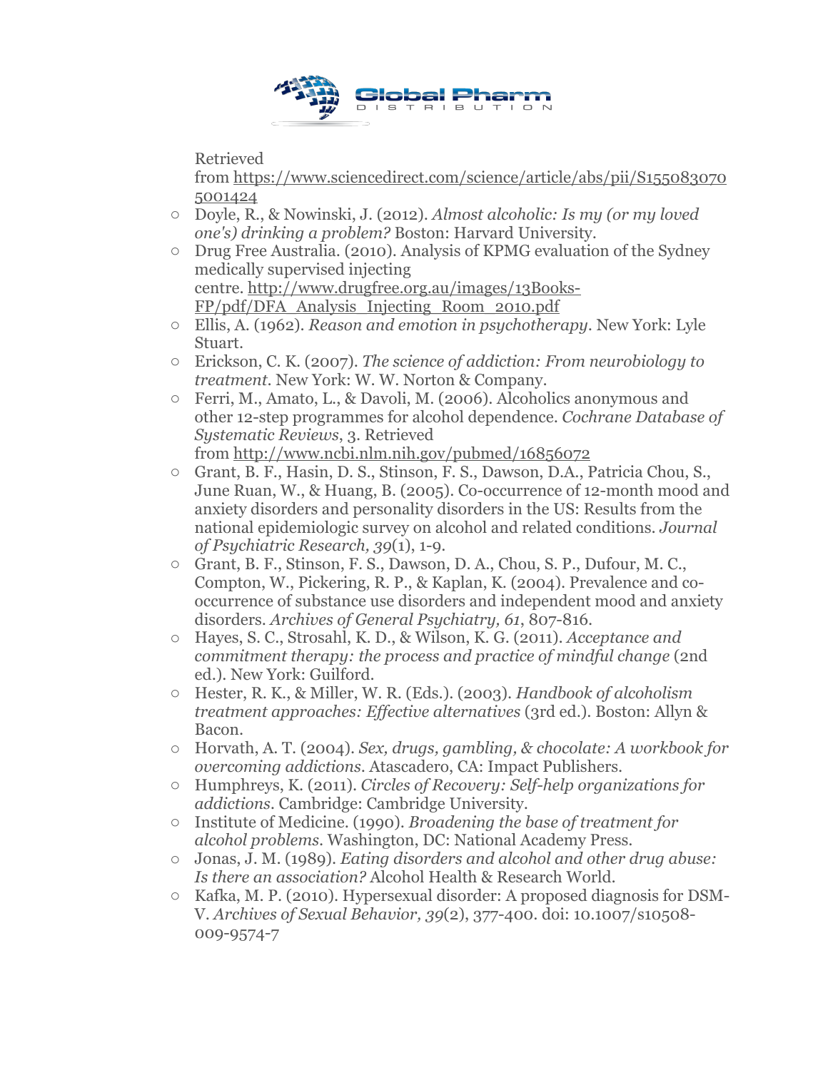Retrieved from https://www.sciencedirect.com/science/article/abs/pii/S1550830705001424

- Doyle, R., & Nowinski, J. (2012). *Almost alcoholic: Is my (or my loved one's) drinking a problem?* Boston: Harvard University.
- Drug Free Australia. (2010). Analysis of KPMG evaluation of the Sydney medically supervised injecting centre. http://www.drugfree.org.au/images/13Books-FP/pdf/DFA_Analysis_Injecting_Room_2010.pdf
- Ellis, A. (1962). *Reason and emotion in psychotherapy*. New York: Lyle Stuart.
- Erickson, C. K. (2007). *The science of addiction: From neurobiology to treatment*. New York: W. W. Norton & Company.
- Ferri, M., Amato, L., & Davoli, M. (2006). Alcoholics anonymous and other 12-step programmes for alcohol dependence. *Cochrane Database of Systematic Reviews*, 3. Retrieved from http://www.ncbi.nlm.nih.gov/pubmed/16856072
- Grant, B. F., Hasin, D. S., Stinson, F. S., Dawson, D.A., Patricia Chou, S., June Ruan, W., & Huang, B. (2005). Co-occurrence of 12-month mood and anxiety disorders and personality disorders in the US: Results from the national epidemiologic survey on alcohol and related conditions. *Journal of Psychiatric Research, 39*(1), 1-9.
- Grant, B. F., Stinson, F. S., Dawson, D. A., Chou, S. P., Dufour, M. C., Compton, W., Pickering, R. P., & Kaplan, K. (2004). Prevalence and co-occurrence of substance use disorders and independent mood and anxiety disorders. *Archives of General Psychiatry, 61*, 807-816.
- Hayes, S. C., Strosahl, K. D., & Wilson, K. G. (2011). *Acceptance and commitment therapy: the process and practice of mindful change* (2nd ed.). New York: Guilford.
- Hester, R. K., & Miller, W. R. (Eds.). (2003). *Handbook of alcoholism treatment approaches: Effective alternatives* (3rd ed.). Boston: Allyn & Bacon.
- Horvath, A. T. (2004). *Sex, drugs, gambling, & chocolate: A workbook for overcoming addictions*. Atascadero, CA: Impact Publishers.
- Humphreys, K. (2011). *Circles of Recovery: Self-help organizations for addictions*. Cambridge: Cambridge University.
- Institute of Medicine. (1990). *Broadening the base of treatment for alcohol problems*. Washington, DC: National Academy Press.
- Jonas, J. M. (1989). *Eating disorders and alcohol and other drug abuse: Is there an association?* Alcohol Health & Research World.
- Kafka, M. P. (2010). Hypersexual disorder: A proposed diagnosis for DSM-V. *Archives of Sexual Behavior, 39*(2), 377-400. doi: 10.1007/s10508-009-9574-7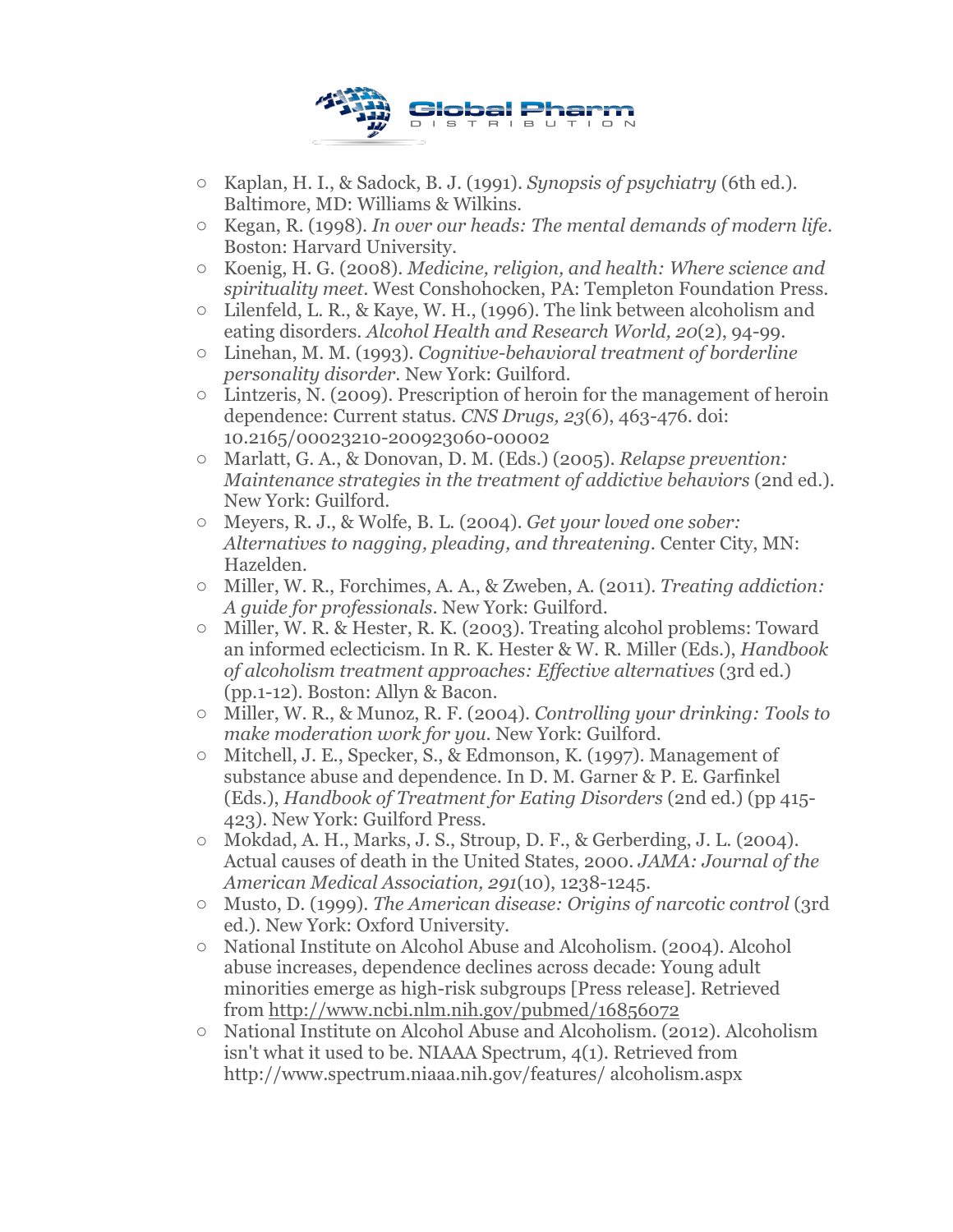- Kaplan, H. I., & Sadock, B. J. (1991). *Synopsis of psychiatry* (6th ed.). Baltimore, MD: Williams & Wilkins.
- Kegan, R. (1998). *In over our heads: The mental demands of modern life*. Boston: Harvard University.
- Koenig, H. G. (2008). *Medicine, religion, and health: Where science and spirituality meet*. West Conshohocken, PA: Templeton Foundation Press.
- Lilenfeld, L. R., & Kaye, W. H., (1996). The link between alcoholism and eating disorders. *Alcohol Health and Research World, 20*(2), 94-99.
- Linehan, M. M. (1993). *Cognitive-behavioral treatment of borderline personality disorder*. New York: Guilford.
- Lintzeris, N. (2009). Prescription of heroin for the management of heroin dependence: Current status. *CNS Drugs, 23*(6), 463-476. doi: 10.2165/00023210-200923060-00002
- Marlatt, G. A., & Donovan, D. M. (Eds.) (2005). *Relapse prevention: Maintenance strategies in the treatment of addictive behaviors* (2nd ed.). New York: Guilford.
- Meyers, R. J., & Wolfe, B. L. (2004). *Get your loved one sober: Alternatives to nagging, pleading, and threatening*. Center City, MN: Hazelden.
- Miller, W. R., Forchimes, A. A., & Zweben, A. (2011). *Treating addiction: A guide for professionals*. New York: Guilford.
- Miller, W. R. & Hester, R. K. (2003). Treating alcohol problems: Toward an informed eclecticism. In R. K. Hester & W. R. Miller (Eds.), *Handbook of alcoholism treatment approaches: Effective alternatives* (3rd ed.) (pp.1-12). Boston: Allyn & Bacon.
- Miller, W. R., & Munoz, R. F. (2004). *Controlling your drinking: Tools to make moderation work for you*. New York: Guilford.
- Mitchell, J. E., Specker, S., & Edmonson, K. (1997). Management of substance abuse and dependence. In D. M. Garner & P. E. Garfinkel (Eds.), *Handbook of Treatment for Eating Disorders* (2nd ed.) (pp 415-423). New York: Guilford Press.
- Mokdad, A. H., Marks, J. S., Stroup, D. F., & Gerberding, J. L. (2004). Actual causes of death in the United States, 2000. *JAMA: Journal of the American Medical Association, 291*(10), 1238-1245.
- Musto, D. (1999). *The American disease: Origins of narcotic control* (3rd ed.). New York: Oxford University.
- National Institute on Alcohol Abuse and Alcoholism. (2004). Alcohol abuse increases, dependence declines across decade: Young adult minorities emerge as high-risk subgroups [Press release]. Retrieved from http://www.ncbi.nlm.nih.gov/pubmed/16856072
- National Institute on Alcohol Abuse and Alcoholism. (2012). Alcoholism isn't what it used to be. NIAAA Spectrum, 4(1). Retrieved from http://www.spectrum.niaaa.nih.gov/features/ alcoholism.aspx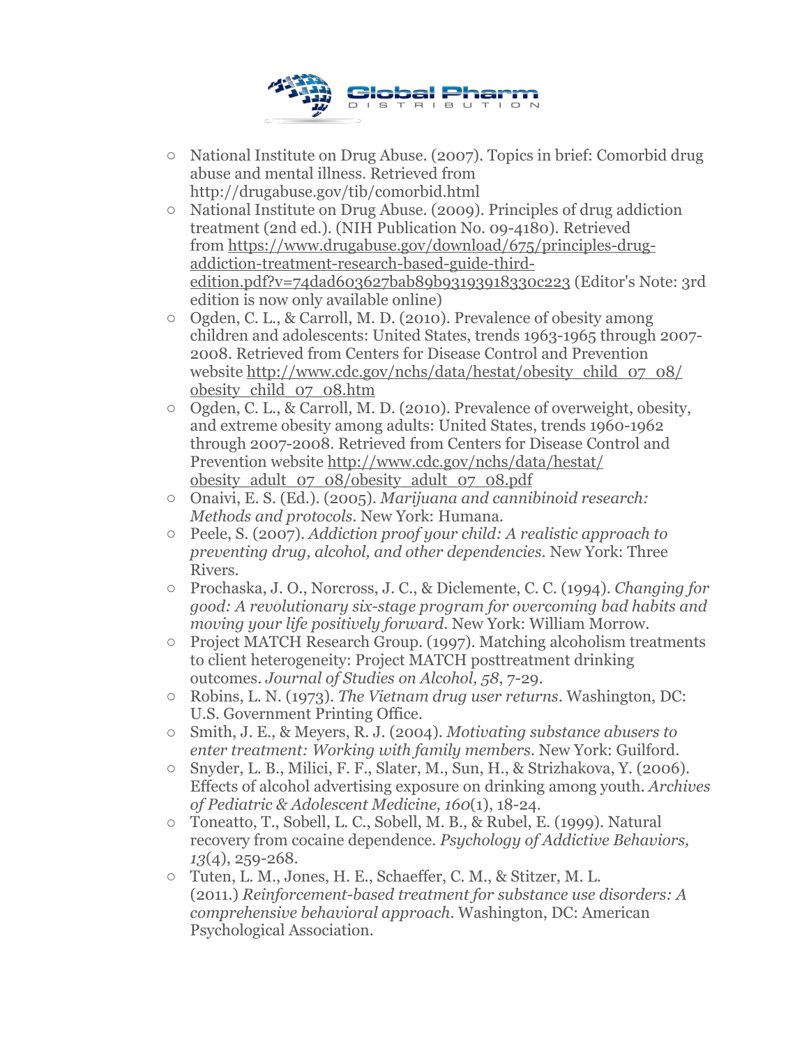- National Institute on Drug Abuse. (2007). Topics in brief: Comorbid drug abuse and mental illness. Retrieved from http://drugabuse.gov/tib/comorbid.html
- National Institute on Drug Abuse. (2009). Principles of drug addiction treatment (2nd ed.). (NIH Publication No. 09-4180). Retrieved from https://www.drugabuse.gov/download/675/principles-drug-addiction-treatment-research-based-guide-third-edition.pdf?v=74dad603627bab89b93193918330c223 (Editor's Note: 3rd edition is now only available online)
- Ogden, C. L., & Carroll, M. D. (2010). Prevalence of obesity among children and adolescents: United States, trends 1963-1965 through 2007-2008. Retrieved from Centers for Disease Control and Prevention website http://www.cdc.gov/nchs/data/hestat/obesity_child_07_08/obesity_child_07_08.htm
- Ogden, C. L., & Carroll, M. D. (2010). Prevalence of overweight, obesity, and extreme obesity among adults: United States, trends 1960-1962 through 2007-2008. Retrieved from Centers for Disease Control and Prevention website http://www.cdc.gov/nchs/data/hestat/obesity_adult_07_08/obesity_adult_07_08.pdf
- Onaivi, E. S. (Ed.). (2005). *Marijuana and cannibinoid research: Methods and protocols*. New York: Humana.
- Peele, S. (2007). *Addiction proof your child: A realistic approach to preventing drug, alcohol, and other dependencies*. New York: Three Rivers.
- Prochaska, J. O., Norcross, J. C., & Diclemente, C. C. (1994). *Changing for good: A revolutionary six-stage program for overcoming bad habits and moving your life positively forward*. New York: William Morrow.
- Project MATCH Research Group. (1997). Matching alcoholism treatments to client heterogeneity: Project MATCH posttreatment drinking outcomes. *Journal of Studies on Alcohol, 58*, 7-29.
- Robins, L. N. (1973). *The Vietnam drug user returns*. Washington, DC: U.S. Government Printing Office.
- Smith, J. E., & Meyers, R. J. (2004). *Motivating substance abusers to enter treatment: Working with family members*. New York: Guilford.
- Snyder, L. B., Milici, F. F., Slater, M., Sun, H., & Strizhakova, Y. (2006). Effects of alcohol advertising exposure on drinking among youth. *Archives of Pediatric & Adolescent Medicine, 160*(1), 18-24.
- Toneatto, T., Sobell, L. C., Sobell, M. B., & Rubel, E. (1999). Natural recovery from cocaine dependence. *Psychology of Addictive Behaviors, 13*(4), 259-268.
- Tuten, L. M., Jones, H. E., Schaeffer, C. M., & Stitzer, M. L. (2011.) *Reinforcement-based treatment for substance use disorders: A comprehensive behavioral approach*. Washington, DC: American Psychological Association.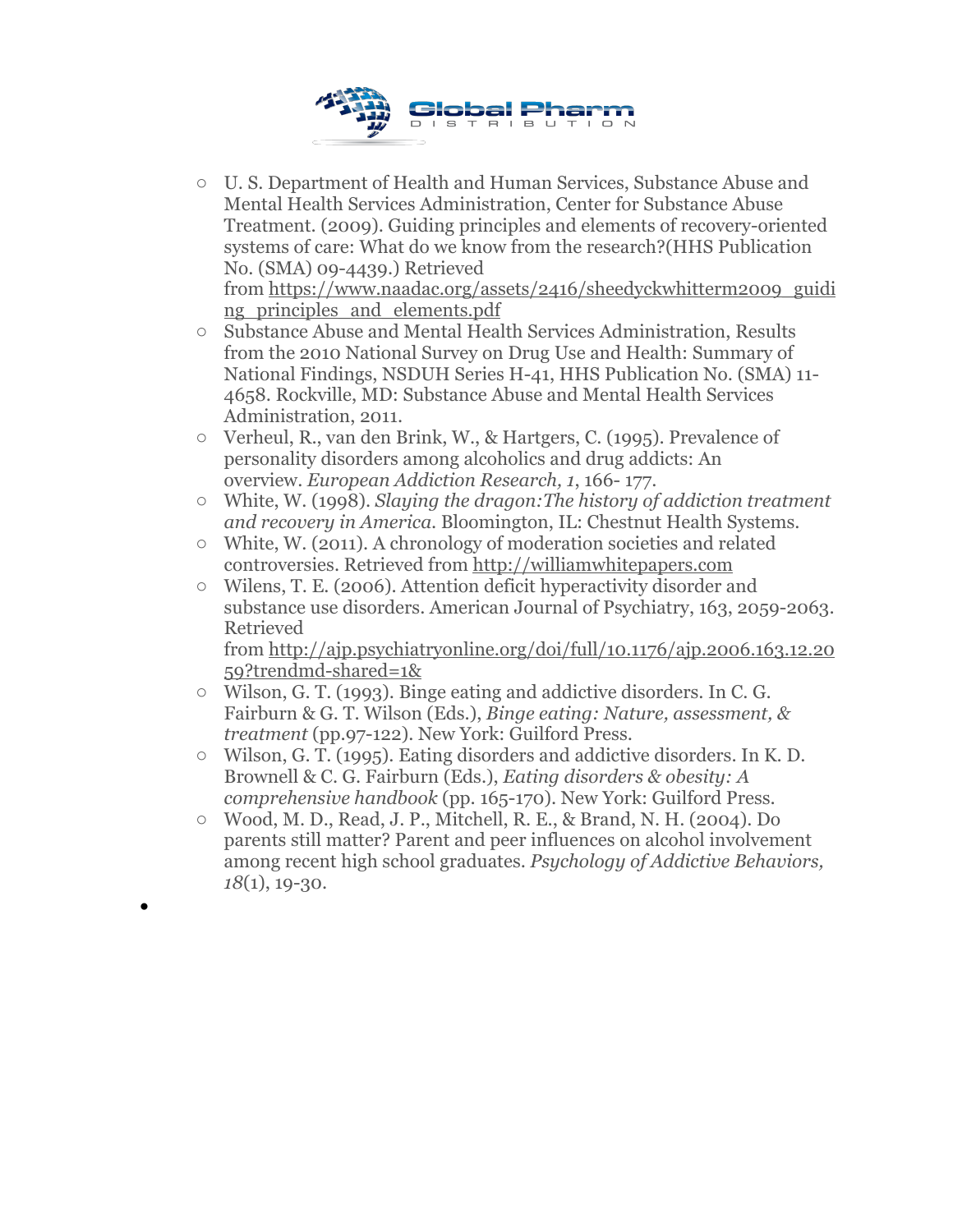- U. S. Department of Health and Human Services, Substance Abuse and Mental Health Services Administration, Center for Substance Abuse Treatment. (2009). Guiding principles and elements of recovery-oriented systems of care: What do we know from the research?(HHS Publication No. (SMA) 09-4439.) Retrieved from https://www.naadac.org/assets/2416/sheedyckwhitterm2009_guiding_principles_and_elements.pdf
- Substance Abuse and Mental Health Services Administration, Results from the 2010 National Survey on Drug Use and Health: Summary of National Findings, NSDUH Series H-41, HHS Publication No. (SMA) 11-4658. Rockville, MD: Substance Abuse and Mental Health Services Administration, 2011.
- Verheul, R., van den Brink, W., & Hartgers, C. (1995). Prevalence of personality disorders among alcoholics and drug addicts: An overview. *European Addiction Research, 1*, 166- 177.
- White, W. (1998). *Slaying the dragon:The history of addiction treatment and recovery in America.* Bloomington, IL: Chestnut Health Systems.
- White, W. (2011). A chronology of moderation societies and related controversies. Retrieved from http://williamwhitepapers.com
- Wilens, T. E. (2006). Attention deficit hyperactivity disorder and substance use disorders. American Journal of Psychiatry, 163, 2059-2063. Retrieved from http://ajp.psychiatryonline.org/doi/full/10.1176/ajp.2006.163.12.2059?trendmd-shared=1&
- Wilson, G. T. (1993). Binge eating and addictive disorders. In C. G. Fairburn & G. T. Wilson (Eds.), *Binge eating: Nature, assessment, & treatment* (pp.97-122). New York: Guilford Press.
- Wilson, G. T. (1995). Eating disorders and addictive disorders. In K. D. Brownell & C. G. Fairburn (Eds.), *Eating disorders & obesity: A comprehensive handbook* (pp. 165-170). New York: Guilford Press.
- Wood, M. D., Read, J. P., Mitchell, R. E., & Brand, N. H. (2004). Do parents still matter? Parent and peer influences on alcohol involvement among recent high school graduates. *Psychology of Addictive Behaviors, 18*(1), 19-30.